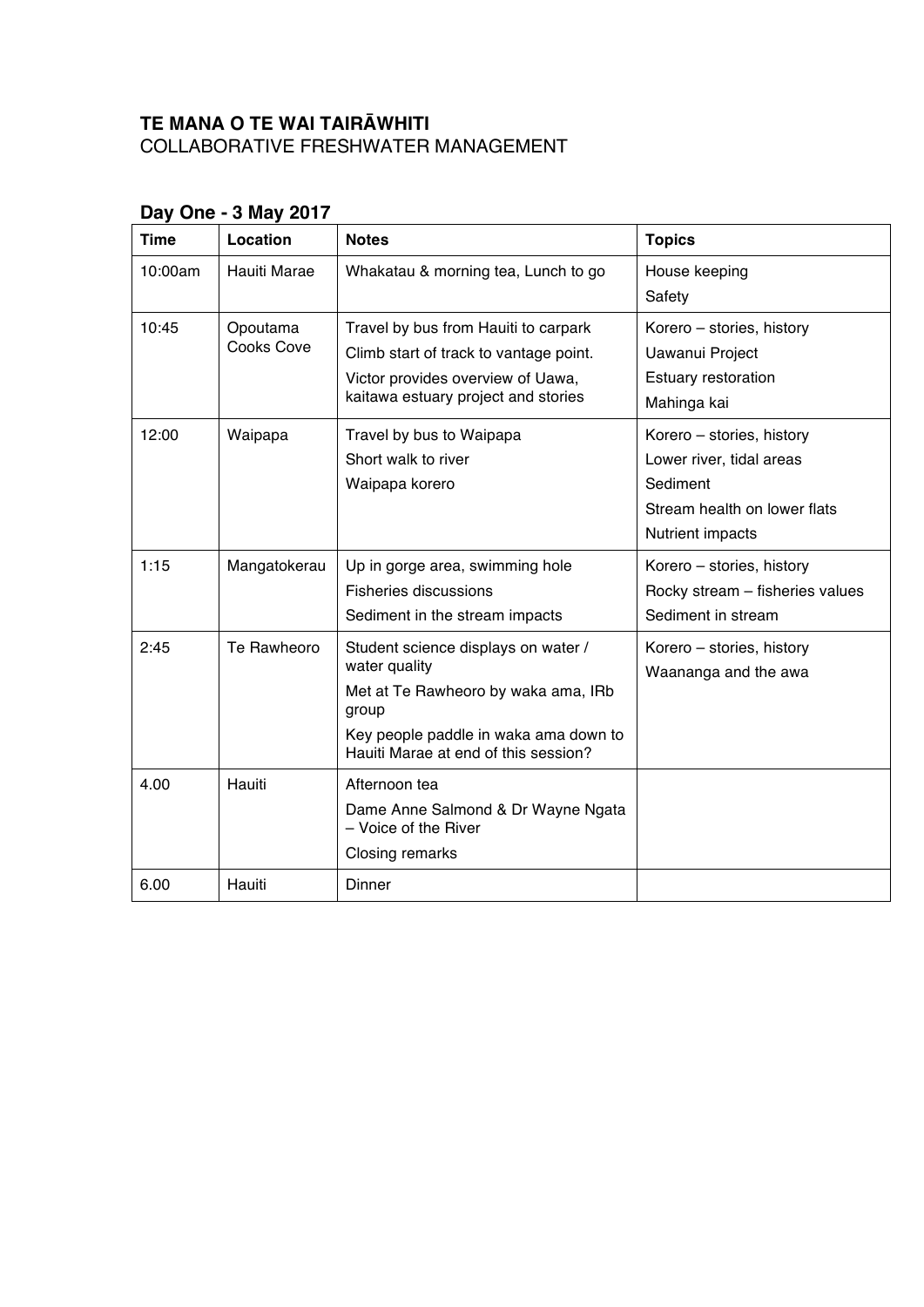**TE MANA O TE WAI TAIRĀWHITI**
COLLABORATIVE FRESHWATER MANAGEMENT

## Day One - 3 May 2017

| Time | Location | Notes | Topics |
|---|---|---|---|
| 10:00am | Hauiti Marae | Whakatau & morning tea, Lunch to go | House keeping<br>Safety |
| 10:45 | Opoutama Cooks Cove | Travel by bus from Hauiti to carpark<br>Climb start of track to vantage point.<br>Victor provides overview of Uawa, kaitawa estuary project and stories | Korero – stories, history<br>Uawanui Project<br>Estuary restoration<br>Mahinga kai |
| 12:00 | Waipapa | Travel by bus to Waipapa<br>Short walk to river<br>Waipapa korero | Korero – stories, history<br>Lower river, tidal areas<br>Sediment<br>Stream health on lower flats<br>Nutrient impacts |
| 1:15 | Mangatokerau | Up in gorge area, swimming hole<br>Fisheries discussions<br>Sediment in the stream impacts | Korero – stories, history<br>Rocky stream – fisheries values<br>Sediment in stream |
| 2:45 | Te Rawheoro | Student science displays on water / water quality<br>Met at Te Rawheoro by waka ama, IRb group<br>Key people paddle in waka ama down to Hauiti Marae at end of this session? | Korero – stories, history<br>Waananga and the awa |
| 4.00 | Hauiti | Afternoon tea<br>Dame Anne Salmond & Dr Wayne Ngata – Voice of the River<br>Closing remarks | |
| 6.00 | Hauiti | Dinner | |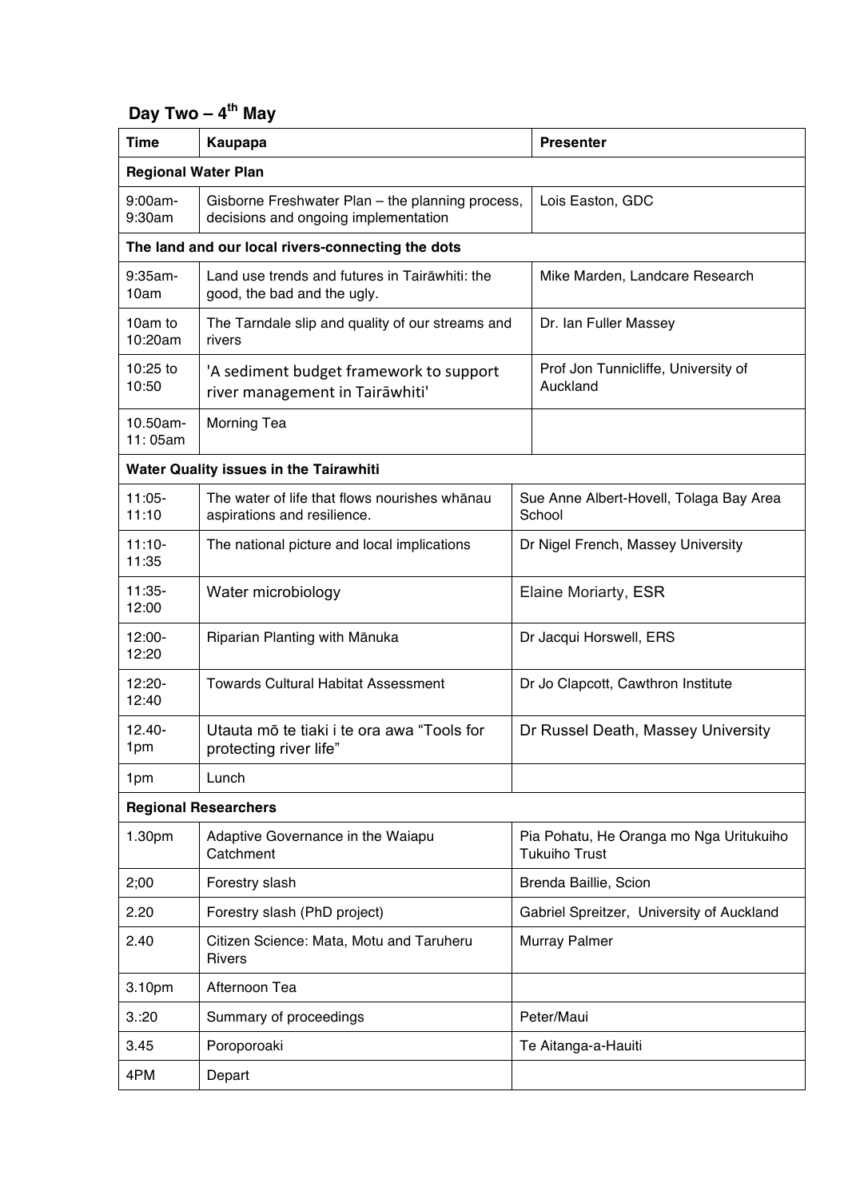## Day Two – 4th May

| Time | Kaupapa | Presenter |
|---|---|---|
| **Regional Water Plan** | | |
| 9:00am-9:30am | Gisborne Freshwater Plan – the planning process, decisions and ongoing implementation | Lois Easton, GDC |
| **The land and our local rivers-connecting the dots** | | |
| 9:35am-10am | Land use trends and futures in Tairāwhiti: the good, the bad and the ugly. | Mike Marden, Landcare Research |
| 10am to 10:20am | The Tarndale slip and quality of our streams and rivers | Dr. Ian Fuller Massey |
| 10:25 to 10:50 | 'A sediment budget framework to support river management in Tairāwhiti' | Prof Jon Tunnicliffe, University of Auckland |
| 10.50am-11: 05am | Morning Tea | |
| **Water Quality issues in the Tairawhiti** | | |
| 11:05-11:10 | The water of life that flows nourishes whānau aspirations and resilience. | Sue Anne Albert-Hovell, Tolaga Bay Area School |
| 11:10-11:35 | The national picture and local implications | Dr Nigel French, Massey University |
| 11:35-12:00 | Water microbiology | Elaine Moriarty, ESR |
| 12:00-12:20 | Riparian Planting with Mānuka | Dr Jacqui Horswell, ERS |
| 12:20-12:40 | Towards Cultural Habitat Assessment | Dr Jo Clapcott, Cawthron Institute |
| 12.40-1pm | Utauta mō te tiaki i te ora awa "Tools for protecting river life" | Dr Russel Death, Massey University |
| 1pm | Lunch | |
| **Regional Researchers** | | |
| 1.30pm | Adaptive Governance in the Waiapu Catchment | Pia Pohatu, He Oranga mo Nga Uritukuiho Tukuiho Trust |
| 2;00 | Forestry slash | Brenda Baillie, Scion |
| 2.20 | Forestry slash (PhD project) | Gabriel Spreitzer, University of Auckland |
| 2.40 | Citizen Science: Mata, Motu and Taruheru Rivers | Murray Palmer |
| 3.10pm | Afternoon Tea | |
| 3.:20 | Summary of proceedings | Peter/Maui |
| 3.45 | Poroporoaki | Te Aitanga-a-Hauiti |
| 4PM | Depart | |